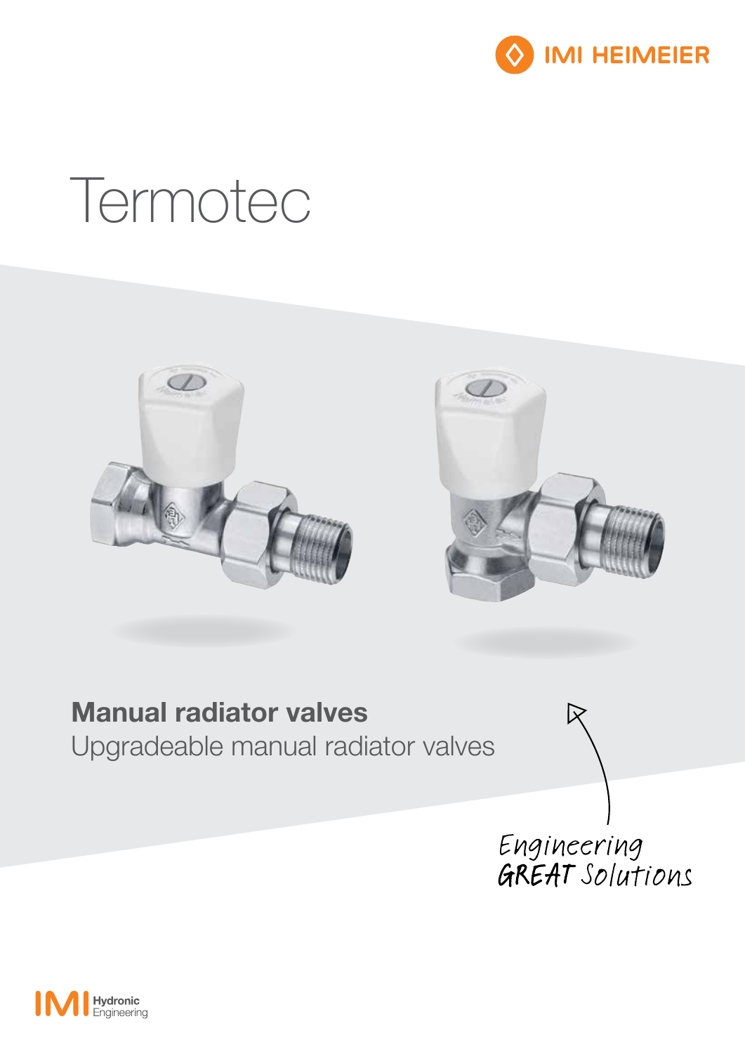IMI HEIMEIER

# Termotec

## Manual radiator valves

Upgradeable manual radiator valves

Engineering GREAT Solutions

IMI Hydronic Engineering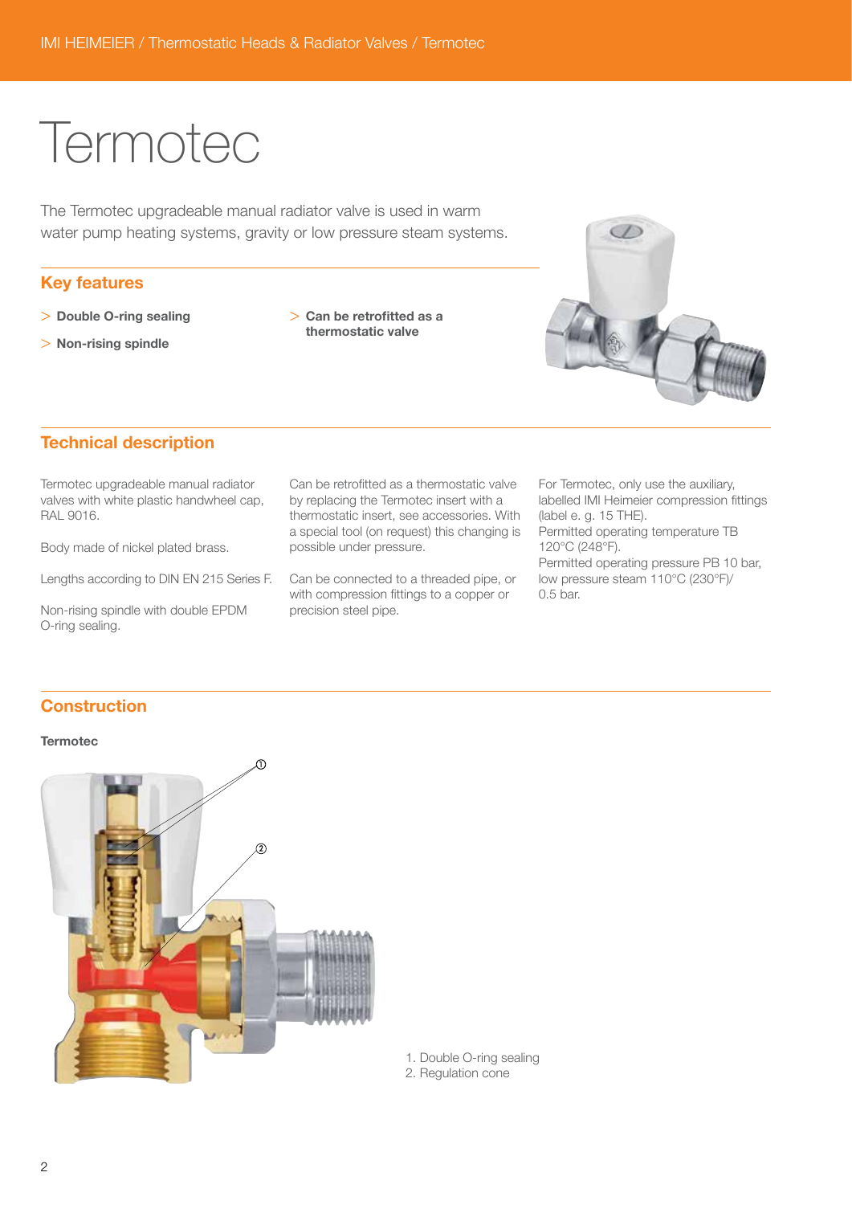# Termotec

The Termotec upgradeable manual radiator valve is used in warm water pump heating systems, gravity or low pressure steam systems.

## Key features

> **Double O-ring sealing**

> **Non-rising spindle**

> **Can be retrofitted as a thermostatic valve**

## Technical description

Termotec upgradeable manual radiator valves with white plastic handwheel cap, RAL 9016.

Body made of nickel plated brass.

Lengths according to DIN EN 215 Series F.

Non-rising spindle with double EPDM O-ring sealing.

Can be retrofitted as a thermostatic valve by replacing the Termotec insert with a thermostatic insert, see accessories. With a special tool (on request) this changing is possible under pressure.

Can be connected to a threaded pipe, or with compression fittings to a copper or precision steel pipe.

For Termotec, only use the auxiliary, labelled IMI Heimeier compression fittings (label e. g. 15 THE).
Permitted operating temperature TB 120°C (248°F).
Permitted operating pressure PB 10 bar, low pressure steam 110°C (230°F)/ 0.5 bar.

## Construction

**Termotec**

1. Double O-ring sealing
2. Regulation cone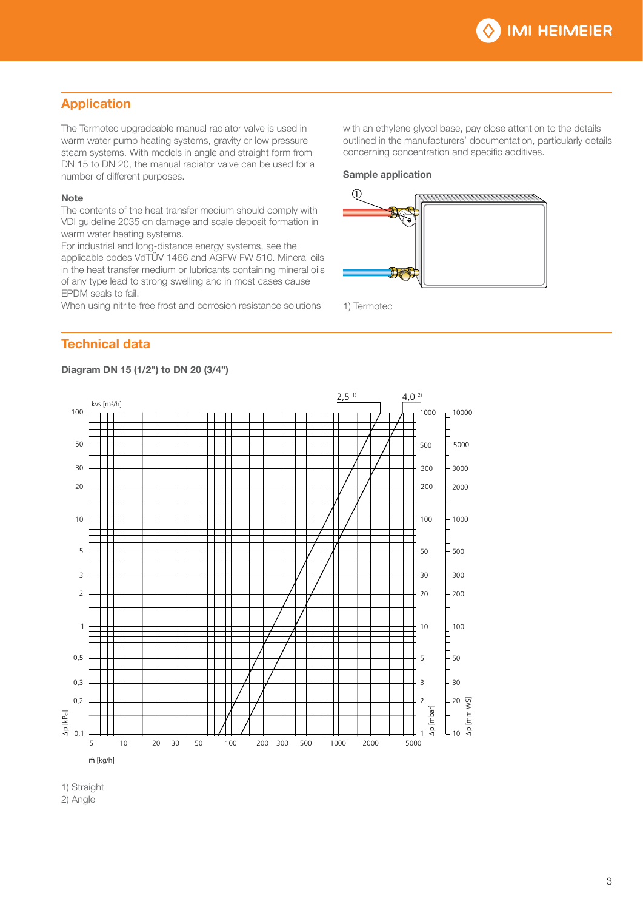## Application

The Termotec upgradeable manual radiator valve is used in warm water pump heating systems, gravity or low pressure steam systems. With models in angle and straight form from DN 15 to DN 20, the manual radiator valve can be used for a number of different purposes.

### Note

The contents of the heat transfer medium should comply with VDI guideline 2035 on damage and scale deposit formation in warm water heating systems.
For industrial and long-distance energy systems, see the applicable codes VdTÜV 1466 and AGFW FW 510. Mineral oils in the heat transfer medium or lubricants containing mineral oils of any type lead to strong swelling and in most cases cause EPDM seals to fail.
When using nitrite-free frost and corrosion resistance solutions with an ethylene glycol base, pay close attention to the details outlined in the manufacturers' documentation, particularly details concerning concentration and specific additives.

### Sample application

1) Termotec

## Technical data

### Diagram DN 15 (1/2") to DN 20 (3/4")

kvs [m³/h]: 2,5 [1], 4,0 [2]

Δp [kPa] / Δp [mbar] / Δp [mm WS] versus ṁ [kg/h]

1) Straight
2) Angle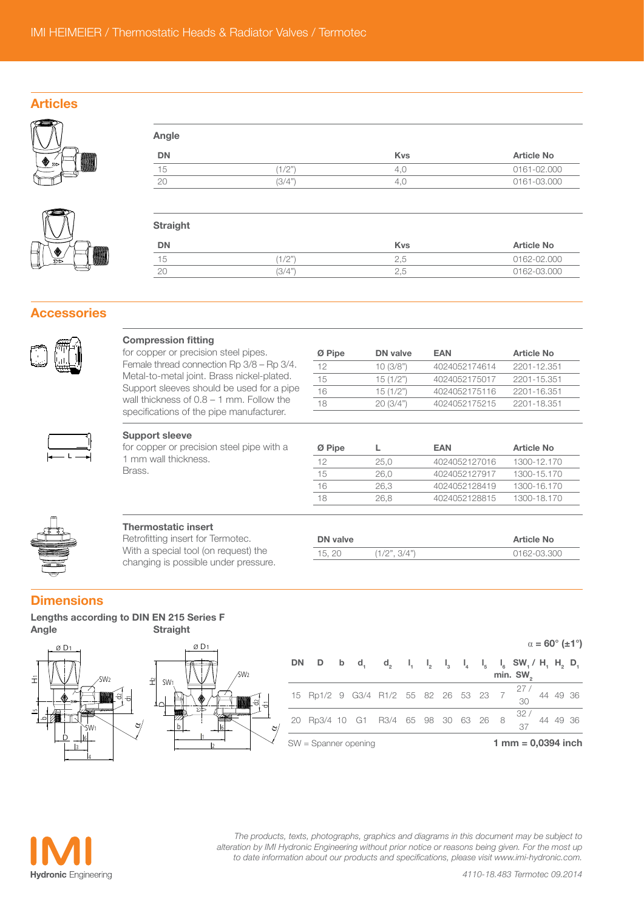## Articles

### Angle

| DN | | Kvs | Article No |
|---|---|---|---|
| 15 | (1/2") | 4,0 | 0161-02.000 |
| 20 | (3/4") | 4,0 | 0161-03.000 |

### Straight

| DN | | Kvs | Article No |
|---|---|---|---|
| 15 | (1/2") | 2,5 | 0162-02.000 |
| 20 | (3/4") | 2,5 | 0162-03.000 |

## Accessories

**Compression fitting**
for copper or precision steel pipes.
Female thread connection Rp 3/8 – Rp 3/4.
Metal-to-metal joint. Brass nickel-plated.
Support sleeves should be used for a pipe wall thickness of 0.8 – 1 mm. Follow the specifications of the pipe manufacturer.

| Ø Pipe | DN valve | EAN | Article No |
|---|---|---|---|
| 12 | 10 (3/8") | 4024052174614 | 2201-12.351 |
| 15 | 15 (1/2") | 4024052175017 | 2201-15.351 |
| 16 | 15 (1/2") | 4024052175116 | 2201-16.351 |
| 18 | 20 (3/4") | 4024052175215 | 2201-18.351 |

**Support sleeve**
for copper or precision steel pipe with a 1 mm wall thickness.
Brass.

| Ø Pipe | L | EAN | Article No |
|---|---|---|---|
| 12 | 25,0 | 4024052127016 | 1300-12.170 |
| 15 | 26,0 | 4024052127917 | 1300-15.170 |
| 16 | 26,3 | 4024052128419 | 1300-16.170 |
| 18 | 26,8 | 4024052128815 | 1300-18.170 |

**Thermostatic insert**
Retrofitting insert for Termotec.
With a special tool (on request) the changing is possible under pressure.

| DN valve | | Article No |
|---|---|---|
| 15, 20 | (1/2", 3/4") | 0162-03.300 |

## Dimensions

**Lengths according to DIN EN 215 Series F**

**Angle** **Straight**

$\alpha$ = 60° (±1°)

| DN | D | b | $d_1$ | $d_2$ | $l_1$ | $l_2$ | $l_3$ | $l_4$ | $l_5$ | $l_6$ min. | $SW_1$ / $SW_2$ | $H_1$ | $H_2$ | $D_1$ |
|---|---|---|---|---|---|---|---|---|---|---|---|---|---|---|
| 15 | Rp1/2 | 9 | G3/4 | R1/2 | 55 | 82 | 26 | 53 | 23 | 7 | 27 / 30 | 44 | 49 | 36 |
| 20 | Rp3/4 | 10 | G1 | R3/4 | 65 | 98 | 30 | 63 | 26 | 8 | 32 / 37 | 44 | 49 | 36 |

SW = Spanner opening

**1 mm = 0,0394 inch**

*The products, texts, photographs, graphics and diagrams in this document may be subject to alteration by IMI Hydronic Engineering without prior notice or reasons being given. For the most up to date information about our products and specifications, please visit www.imi-hydronic.com.*

*4110-18.483 Termotec 09.2014*